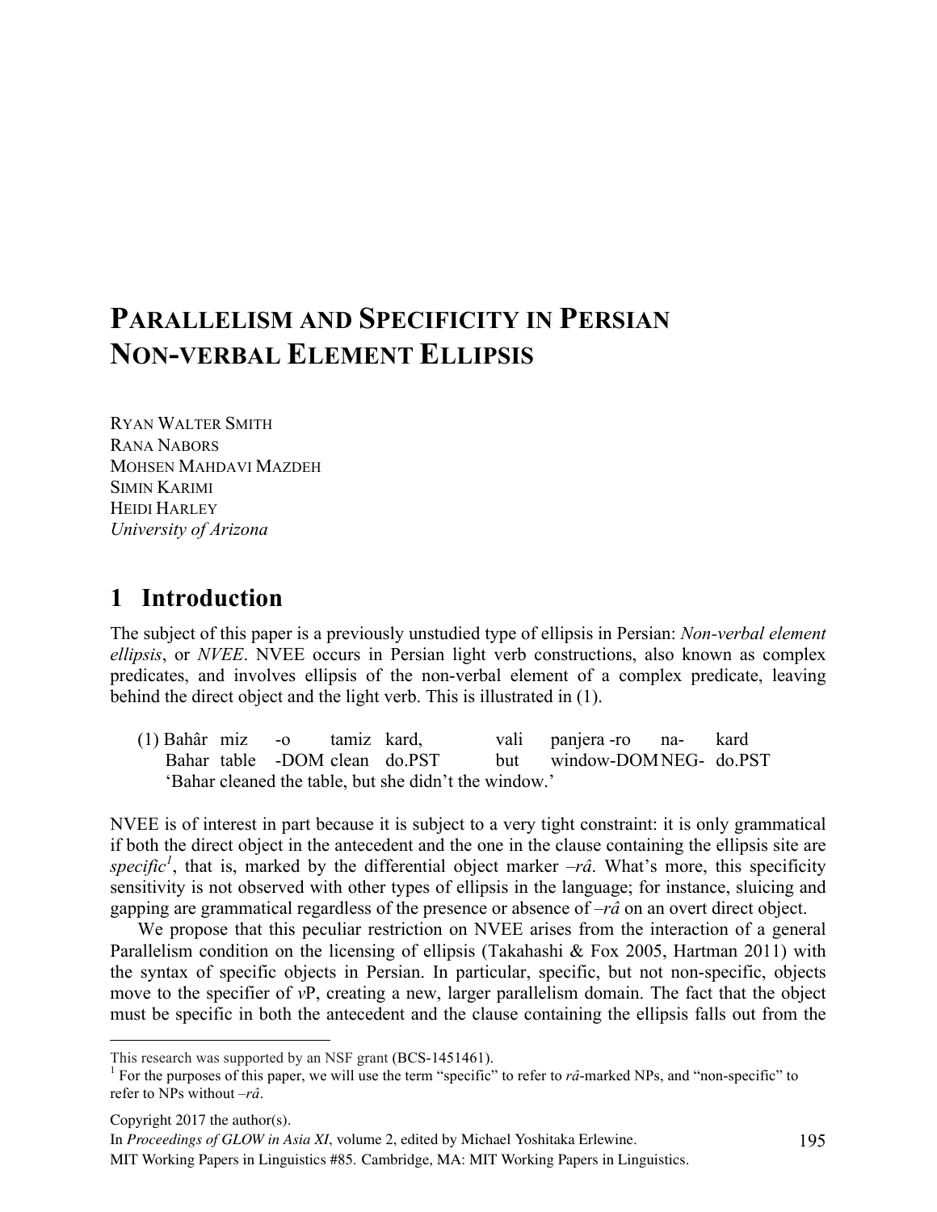# PARALLELISM AND SPECIFICITY IN PERSIAN NON-VERBAL ELEMENT ELLIPSIS

RYAN WALTER SMITH
RANA NABORS
MOHSEN MAHDAVI MAZDEH
SIMIN KARIMI
HEIDI HARLEY
*University of Arizona*

## 1 Introduction

The subject of this paper is a previously unstudied type of ellipsis in Persian: *Non-verbal element ellipsis*, or *NVEE*. NVEE occurs in Persian light verb constructions, also known as complex predicates, and involves ellipsis of the non-verbal element of a complex predicate, leaving behind the direct object and the light verb. This is illustrated in (1).

(1) Bahâr miz -o tamiz kard, vali panjera -ro na- kard
Bahar table -DOM clean do.PST but window-DOM NEG- do.PST
'Bahar cleaned the table, but she didn't the window.'

NVEE is of interest in part because it is subject to a very tight constraint: it is only grammatical if both the direct object in the antecedent and the one in the clause containing the ellipsis site are *specific*[1], that is, marked by the differential object marker *–râ*. What's more, this specificity sensitivity is not observed with other types of ellipsis in the language; for instance, sluicing and gapping are grammatical regardless of the presence or absence of *–râ* on an overt direct object.

We propose that this peculiar restriction on NVEE arises from the interaction of a general Parallelism condition on the licensing of ellipsis (Takahashi & Fox 2005, Hartman 2011) with the syntax of specific objects in Persian. In particular, specific, but not non-specific, objects move to the specifier of *v*P, creating a new, larger parallelism domain. The fact that the object must be specific in both the antecedent and the clause containing the ellipsis falls out from the

This research was supported by an NSF grant (BCS-1451461).

[1] For the purposes of this paper, we will use the term "specific" to refer to *râ*-marked NPs, and "non-specific" to refer to NPs without *–râ*.

Copyright 2017 the author(s).
In *Proceedings of GLOW in Asia XI*, volume 2, edited by Michael Yoshitaka Erlewine.
MIT Working Papers in Linguistics #85. Cambridge, MA: MIT Working Papers in Linguistics.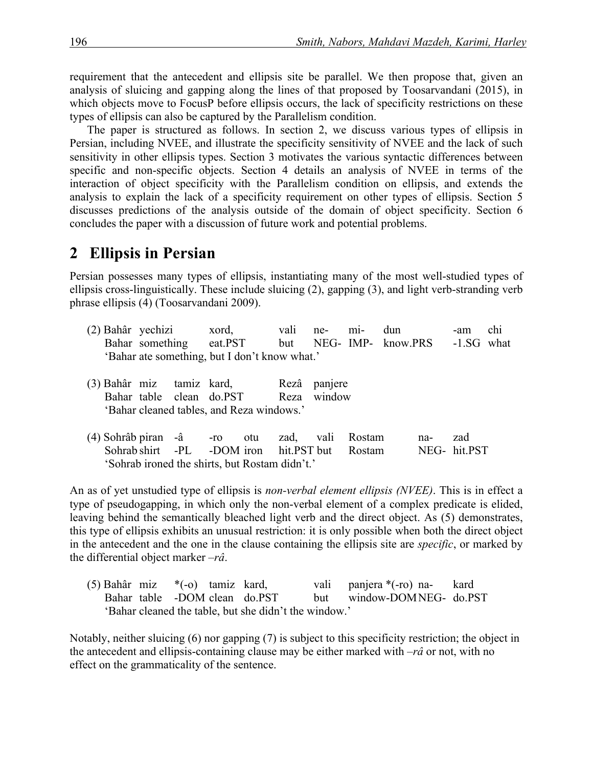requirement that the antecedent and ellipsis site be parallel. We then propose that, given an analysis of sluicing and gapping along the lines of that proposed by Toosarvandani (2015), in which objects move to FocusP before ellipsis occurs, the lack of specificity restrictions on these types of ellipsis can also be captured by the Parallelism condition.

The paper is structured as follows. In section 2, we discuss various types of ellipsis in Persian, including NVEE, and illustrate the specificity sensitivity of NVEE and the lack of such sensitivity in other ellipsis types. Section 3 motivates the various syntactic differences between specific and non-specific objects. Section 4 details an analysis of NVEE in terms of the interaction of object specificity with the Parallelism condition on ellipsis, and extends the analysis to explain the lack of a specificity requirement on other types of ellipsis. Section 5 discusses predictions of the analysis outside of the domain of object specificity. Section 6 concludes the paper with a discussion of future work and potential problems.

## 2 Ellipsis in Persian

Persian possesses many types of ellipsis, instantiating many of the most well-studied types of ellipsis cross-linguistically. These include sluicing (2), gapping (3), and light verb-stranding verb phrase ellipsis (4) (Toosarvandani 2009).

(2) Bahâr yechizi xord, vali ne- mi- dun -am chi
    Bahar something eat.PST but NEG- IMP- know.PRS -1.SG what
    'Bahar ate something, but I don't know what.'

(3) Bahâr miz tamiz kard, Rezâ panjere
    Bahar table clean do.PST Reza window
    'Bahar cleaned tables, and Reza windows.'

(4) Sohrâb piran -â -ro otu zad, vali Rostam na- zad
    Sohrab shirt -PL -DOM iron hit.PST but Rostam NEG- hit.PST
    'Sohrab ironed the shirts, but Rostam didn't.'

An as of yet unstudied type of ellipsis is *non-verbal element ellipsis (NVEE)*. This is in effect a type of pseudogapping, in which only the non-verbal element of a complex predicate is elided, leaving behind the semantically bleached light verb and the direct object. As (5) demonstrates, this type of ellipsis exhibits an unusual restriction: it is only possible when both the direct object in the antecedent and the one in the clause containing the ellipsis site are *specific*, or marked by the differential object marker *–râ*.

(5) Bahâr miz *(-o) tamiz kard, vali panjera *(-ro) na- kard
    Bahar table -DOM clean do.PST but window-DOM NEG- do.PST
    'Bahar cleaned the table, but she didn't the window.'

Notably, neither sluicing (6) nor gapping (7) is subject to this specificity restriction; the object in the antecedent and ellipsis-containing clause may be either marked with *–râ* or not, with no effect on the grammaticality of the sentence.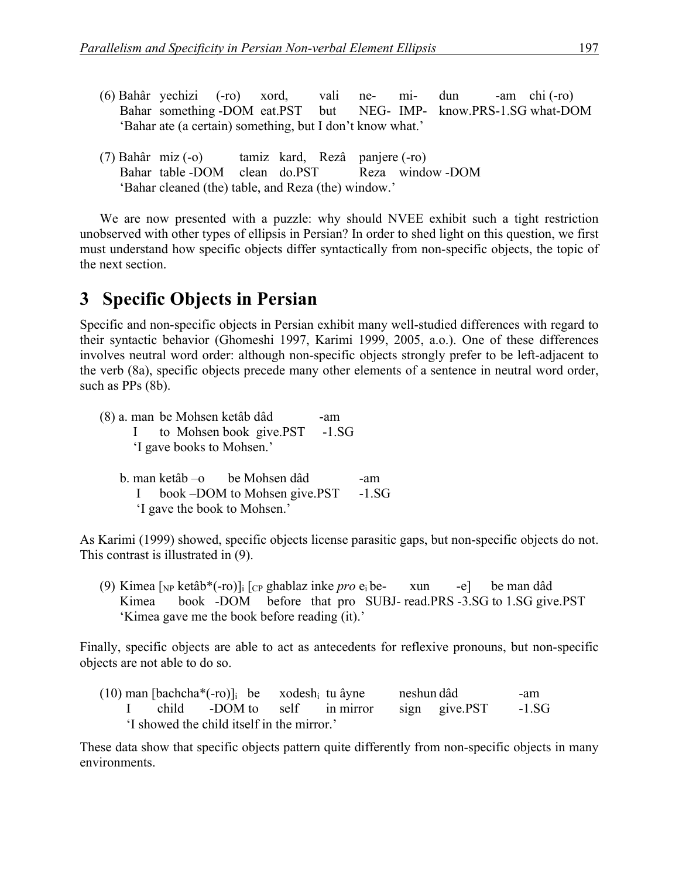(6) Bahâr yechizi (-ro) xord, vali ne- mi- dun -am chi (-ro)
     Bahar something -DOM eat.PST but NEG- IMP- know.PRS-1.SG what-DOM
     'Bahar ate (a certain) something, but I don't know what.'

(7) Bahâr miz (-o) tamiz kard, Rezâ panjere (-ro)
     Bahar table -DOM clean do.PST Reza window -DOM
     'Bahar cleaned (the) table, and Reza (the) window.'

We are now presented with a puzzle: why should NVEE exhibit such a tight restriction unobserved with other types of ellipsis in Persian? In order to shed light on this question, we first must understand how specific objects differ syntactically from non-specific objects, the topic of the next section.

## 3 Specific Objects in Persian

Specific and non-specific objects in Persian exhibit many well-studied differences with regard to their syntactic behavior (Ghomeshi 1997, Karimi 1999, 2005, a.o.). One of these differences involves neutral word order: although non-specific objects strongly prefer to be left-adjacent to the verb (8a), specific objects precede many other elements of a sentence in neutral word order, such as PPs (8b).

(8) a. man be Mohsen ketâb dâd -am
        I to Mohsen book give.PST -1.SG
        'I gave books to Mohsen.'

     b. man ketâb –o be Mohsen dâd -am
        I book –DOM to Mohsen give.PST -1.SG
        'I gave the book to Mohsen.'

As Karimi (1999) showed, specific objects license parasitic gaps, but non-specific objects do not. This contrast is illustrated in (9).

(9) Kimea [$_{NP}$ ketâb*(-ro)]$_i$ [$_{CP}$ ghablaz inke *pro* e$_i$ be- xun -e] be man dâd
     Kimea book -DOM before that pro SUBJ- read.PRS -3.SG to 1.SG give.PST
     'Kimea gave me the book before reading (it).'

Finally, specific objects are able to act as antecedents for reflexive pronouns, but non-specific objects are not able to do so.

(10) man [bachcha*(-ro)]$_i$ be xodesh$_i$ tu âyne neshun dâd -am
      I child -DOM to self in mirror sign give.PST -1.SG
      'I showed the child itself in the mirror.'

These data show that specific objects pattern quite differently from non-specific objects in many environments.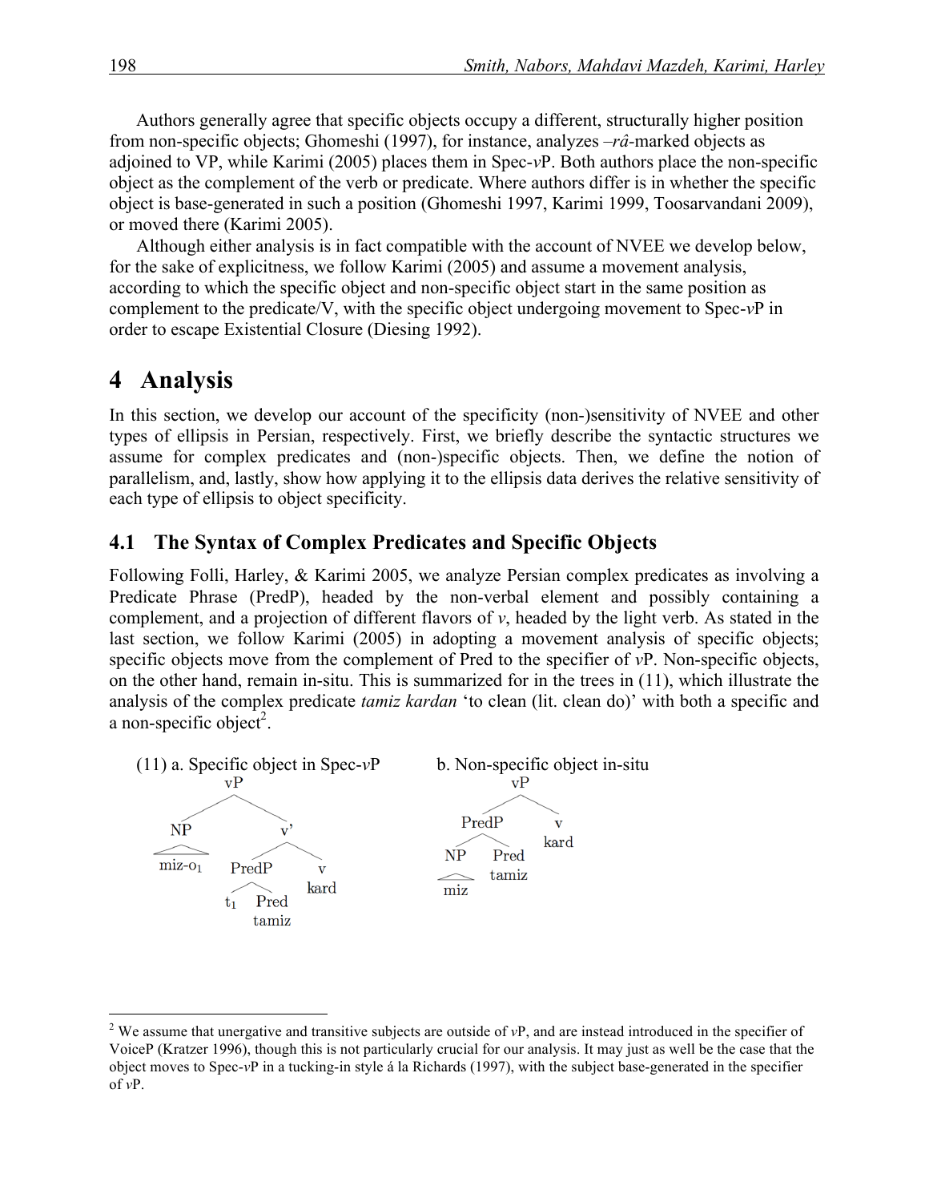Authors generally agree that specific objects occupy a different, structurally higher position from non-specific objects; Ghomeshi (1997), for instance, analyzes *–râ*-marked objects as adjoined to VP, while Karimi (2005) places them in Spec-*v*P. Both authors place the non-specific object as the complement of the verb or predicate. Where authors differ is in whether the specific object is base-generated in such a position (Ghomeshi 1997, Karimi 1999, Toosarvandani 2009), or moved there (Karimi 2005).

Although either analysis is in fact compatible with the account of NVEE we develop below, for the sake of explicitness, we follow Karimi (2005) and assume a movement analysis, according to which the specific object and non-specific object start in the same position as complement to the predicate/V, with the specific object undergoing movement to Spec-*v*P in order to escape Existential Closure (Diesing 1992).

# 4 Analysis

In this section, we develop our account of the specificity (non-)sensitivity of NVEE and other types of ellipsis in Persian, respectively. First, we briefly describe the syntactic structures we assume for complex predicates and (non-)specific objects. Then, we define the notion of parallelism, and, lastly, show how applying it to the ellipsis data derives the relative sensitivity of each type of ellipsis to object specificity.

## 4.1 The Syntax of Complex Predicates and Specific Objects

Following Folli, Harley, & Karimi 2005, we analyze Persian complex predicates as involving a Predicate Phrase (PredP), headed by the non-verbal element and possibly containing a complement, and a projection of different flavors of *v*, headed by the light verb. As stated in the last section, we follow Karimi (2005) in adopting a movement analysis of specific objects; specific objects move from the complement of Pred to the specifier of *v*P. Non-specific objects, on the other hand, remain in-situ. This is summarized for in the trees in (11), which illustrate the analysis of the complex predicate *tamiz kardan* 'to clean (lit. clean do)' with both a specific and a non-specific object[2].

(11) a. Specific object in Spec-*v*P

```
vP
├── NP
│   └── miz-o₁
└── v'
    ├── PredP
    │   ├── t₁
    │   └── Pred
    │       └── tamiz
    └── v
        └── kard
```

b. Non-specific object in-situ

```
vP
├── PredP
│   ├── NP
│   │   └── miz
│   └── Pred
│       └── tamiz
└── v
    └── kard
```

[2] We assume that unergative and transitive subjects are outside of *v*P, and are instead introduced in the specifier of VoiceP (Kratzer 1996), though this is not particularly crucial for our analysis. It may just as well be the case that the object moves to Spec-*v*P in a tucking-in style á la Richards (1997), with the subject base-generated in the specifier of *v*P.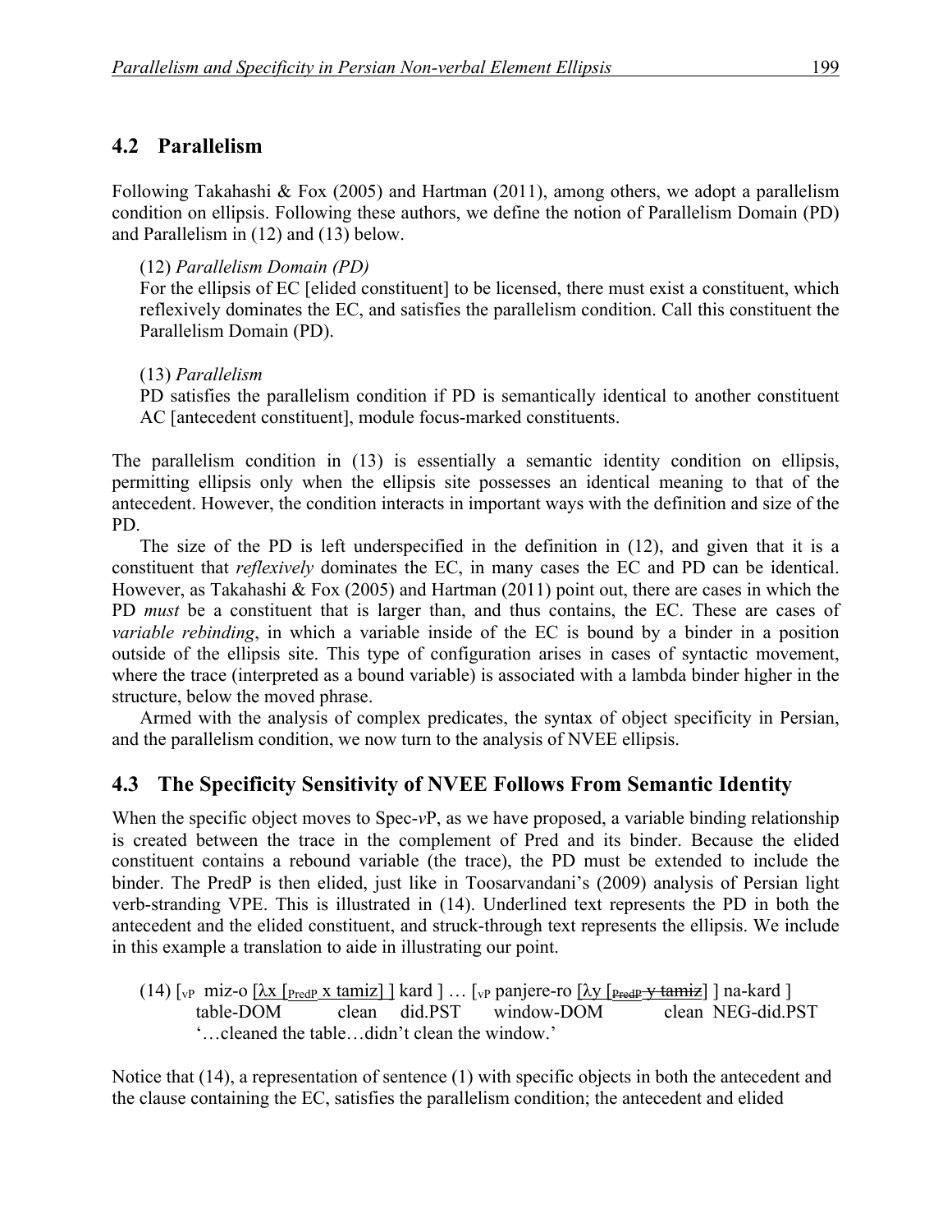## 4.2 Parallelism

Following Takahashi & Fox (2005) and Hartman (2011), among others, we adopt a parallelism condition on ellipsis. Following these authors, we define the notion of Parallelism Domain (PD) and Parallelism in (12) and (13) below.

(12) *Parallelism Domain (PD)*
For the ellipsis of EC [elided constituent] to be licensed, there must exist a constituent, which reflexively dominates the EC, and satisfies the parallelism condition. Call this constituent the Parallelism Domain (PD).

(13) *Parallelism*
PD satisfies the parallelism condition if PD is semantically identical to another constituent AC [antecedent constituent], module focus-marked constituents.

The parallelism condition in (13) is essentially a semantic identity condition on ellipsis, permitting ellipsis only when the ellipsis site possesses an identical meaning to that of the antecedent. However, the condition interacts in important ways with the definition and size of the PD.

The size of the PD is left underspecified in the definition in (12), and given that it is a constituent that *reflexively* dominates the EC, in many cases the EC and PD can be identical. However, as Takahashi & Fox (2005) and Hartman (2011) point out, there are cases in which the PD *must* be a constituent that is larger than, and thus contains, the EC. These are cases of *variable rebinding*, in which a variable inside of the EC is bound by a binder in a position outside of the ellipsis site. This type of configuration arises in cases of syntactic movement, where the trace (interpreted as a bound variable) is associated with a lambda binder higher in the structure, below the moved phrase.

Armed with the analysis of complex predicates, the syntax of object specificity in Persian, and the parallelism condition, we now turn to the analysis of NVEE ellipsis.

## 4.3 The Specificity Sensitivity of NVEE Follows From Semantic Identity

When the specific object moves to Spec-*v*P, as we have proposed, a variable binding relationship is created between the trace in the complement of Pred and its binder. Because the elided constituent contains a rebound variable (the trace), the PD must be extended to include the binder. The PredP is then elided, just like in Toosarvandani's (2009) analysis of Persian light verb-stranding VPE. This is illustrated in (14). Underlined text represents the PD in both the antecedent and the elided constituent, and struck-through text represents the ellipsis. We include in this example a translation to aide in illustrating our point.

(14) [$_{vP}$ miz-o [λx [$_{PredP}$ x tamiz] ] kard ] … [$_{vP}$ panjere-ro [λy [$_{PredP}$ ~~y tamiz~~] ] na-kard ]
table-DOM clean did.PST window-DOM clean NEG-did.PST
'…cleaned the table…didn't clean the window.'

Notice that (14), a representation of sentence (1) with specific objects in both the antecedent and the clause containing the EC, satisfies the parallelism condition; the antecedent and elided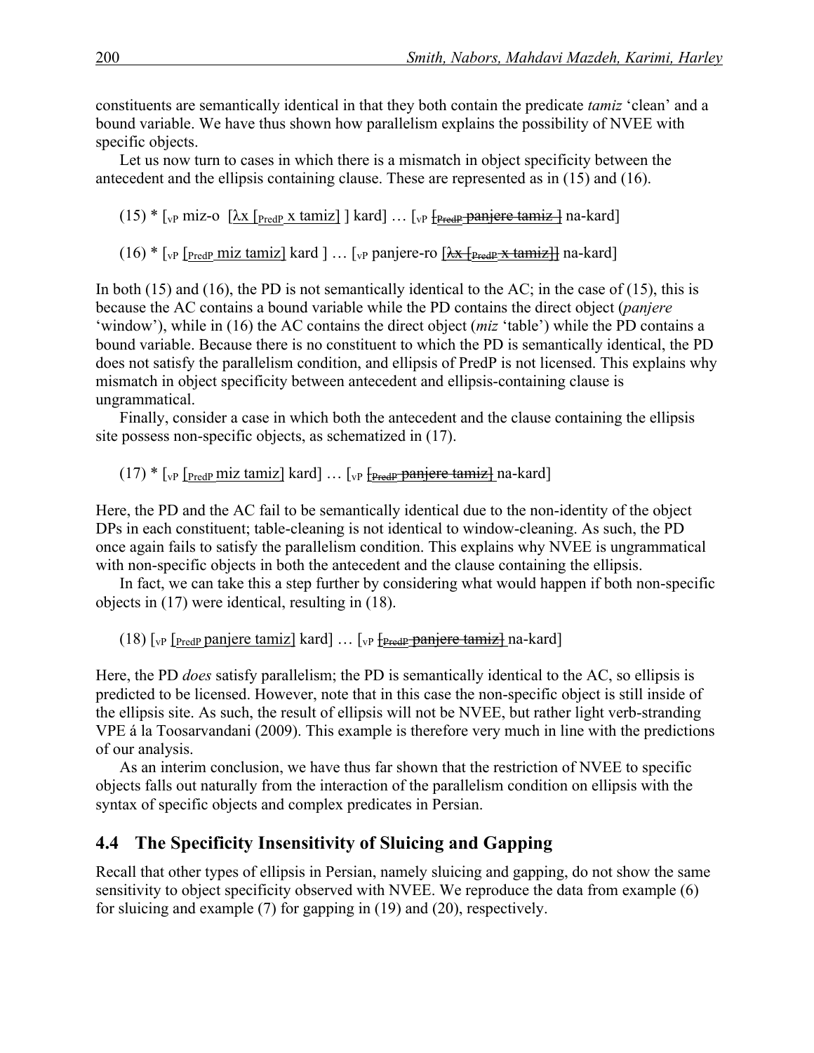constituents are semantically identical in that they both contain the predicate *tamiz* 'clean' and a bound variable. We have thus shown how parallelism explains the possibility of NVEE with specific objects.

Let us now turn to cases in which there is a mismatch in object specificity between the antecedent and the ellipsis containing clause. These are represented as in (15) and (16).

(15) * [$_{vP}$ miz-o [λx [$_{PredP}$ x tamiz] ] kard] … [$_{vP}$ ~~[$_{PredP}$ panjere tamiz ]~~ na-kard]

(16) * [$_{vP}$ [$_{PredP}$ miz tamiz] kard ] … [$_{vP}$ panjere-ro ~~[λx [$_{PredP}$ x tamiz]]~~ na-kard]

In both (15) and (16), the PD is not semantically identical to the AC; in the case of (15), this is because the AC contains a bound variable while the PD contains the direct object (*panjere* 'window'), while in (16) the AC contains the direct object (*miz* 'table') while the PD contains a bound variable. Because there is no constituent to which the PD is semantically identical, the PD does not satisfy the parallelism condition, and ellipsis of PredP is not licensed. This explains why mismatch in object specificity between antecedent and ellipsis-containing clause is ungrammatical.

Finally, consider a case in which both the antecedent and the clause containing the ellipsis site possess non-specific objects, as schematized in (17).

(17) * [$_{vP}$ [$_{PredP}$ miz tamiz] kard] … [$_{vP}$ ~~[$_{PredP}$ panjere tamiz]~~ na-kard]

Here, the PD and the AC fail to be semantically identical due to the non-identity of the object DPs in each constituent; table-cleaning is not identical to window-cleaning. As such, the PD once again fails to satisfy the parallelism condition. This explains why NVEE is ungrammatical with non-specific objects in both the antecedent and the clause containing the ellipsis.

In fact, we can take this a step further by considering what would happen if both non-specific objects in (17) were identical, resulting in (18).

(18) [$_{vP}$ [$_{PredP}$ panjere tamiz] kard] … [$_{vP}$ ~~[$_{PredP}$ panjere tamiz]~~ na-kard]

Here, the PD *does* satisfy parallelism; the PD is semantically identical to the AC, so ellipsis is predicted to be licensed. However, note that in this case the non-specific object is still inside of the ellipsis site. As such, the result of ellipsis will not be NVEE, but rather light verb-stranding VPE á la Toosarvandani (2009). This example is therefore very much in line with the predictions of our analysis.

As an interim conclusion, we have thus far shown that the restriction of NVEE to specific objects falls out naturally from the interaction of the parallelism condition on ellipsis with the syntax of specific objects and complex predicates in Persian.

## 4.4 The Specificity Insensitivity of Sluicing and Gapping

Recall that other types of ellipsis in Persian, namely sluicing and gapping, do not show the same sensitivity to object specificity observed with NVEE. We reproduce the data from example (6) for sluicing and example (7) for gapping in (19) and (20), respectively.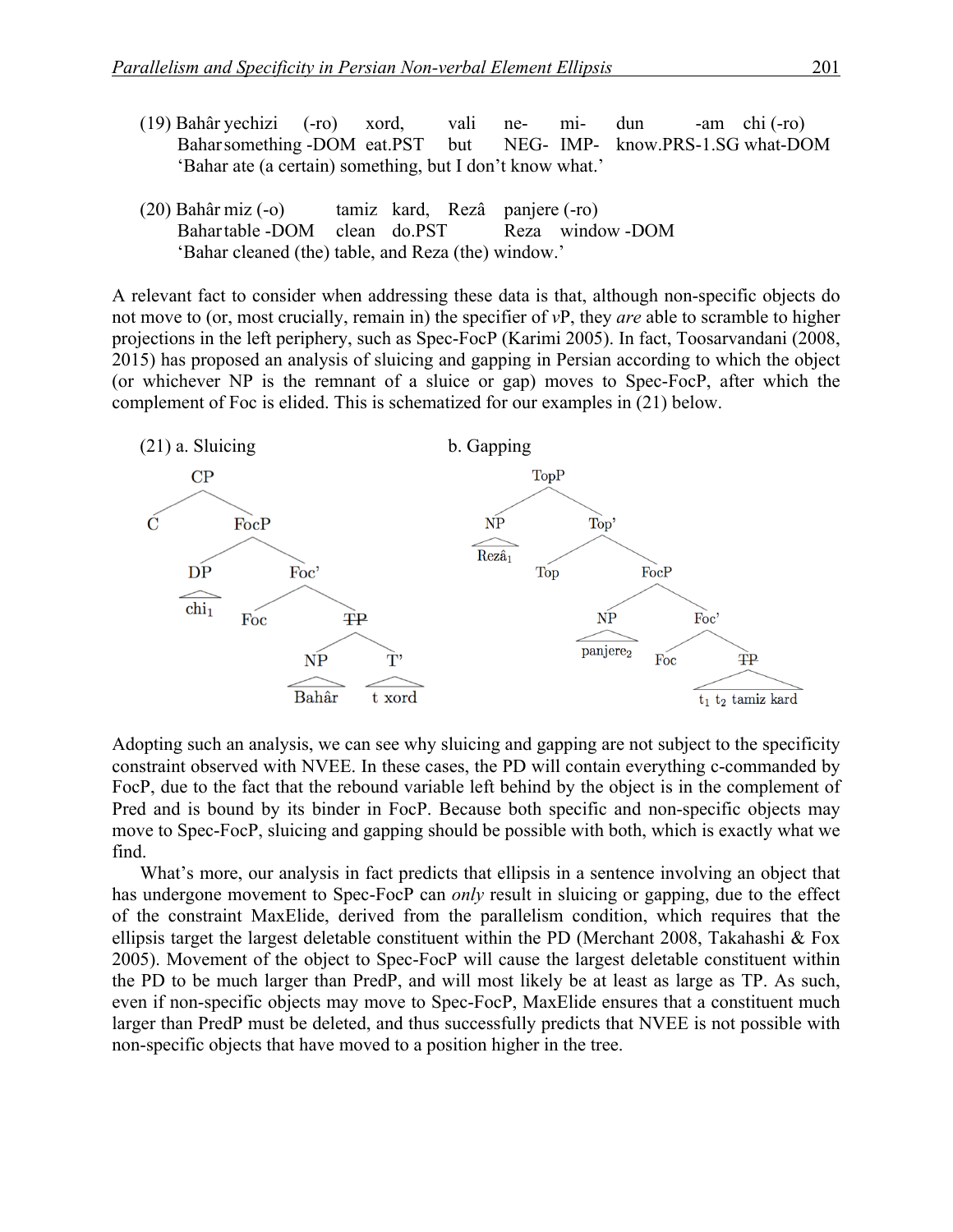(19) Bahâr yechizi (-ro) xord, vali ne- mi- dun -am chi (-ro)
Bahar something -DOM eat.PST but NEG- IMP- know.PRS-1.SG what-DOM
'Bahar ate (a certain) something, but I don't know what.'

(20) Bahâr miz (-o) tamiz kard, Rezâ panjere (-ro)
Bahar table -DOM clean do.PST Reza window -DOM
'Bahar cleaned (the) table, and Reza (the) window.'

A relevant fact to consider when addressing these data is that, although non-specific objects do not move to (or, most crucially, remain in) the specifier of *v*P, they *are* able to scramble to higher projections in the left periphery, such as Spec-FocP (Karimi 2005). In fact, Toosarvandani (2008, 2015) has proposed an analysis of sluicing and gapping in Persian according to which the object (or whichever NP is the remnant of a sluice or gap) moves to Spec-FocP, after which the complement of Foc is elided. This is schematized for our examples in (21) below.

(21) a. Sluicing

[CP C [FocP [DP chi$_1$] [Foc' Foc ~~[TP [NP Bahâr] [T' t xord]]~~]]]

b. Gapping

[TopP [NP Rezâ$_1$] [Top' Top [FocP [NP panjere$_2$] [Foc' Foc ~~[TP t$_1$ t$_2$ tamiz kard]~~]]]]

Adopting such an analysis, we can see why sluicing and gapping are not subject to the specificity constraint observed with NVEE. In these cases, the PD will contain everything c-commanded by FocP, due to the fact that the rebound variable left behind by the object is in the complement of Pred and is bound by its binder in FocP. Because both specific and non-specific objects may move to Spec-FocP, sluicing and gapping should be possible with both, which is exactly what we find.

What's more, our analysis in fact predicts that ellipsis in a sentence involving an object that has undergone movement to Spec-FocP can *only* result in sluicing or gapping, due to the effect of the constraint MaxElide, derived from the parallelism condition, which requires that the ellipsis target the largest deletable constituent within the PD (Merchant 2008, Takahashi & Fox 2005). Movement of the object to Spec-FocP will cause the largest deletable constituent within the PD to be much larger than PredP, and will most likely be at least as large as TP. As such, even if non-specific objects may move to Spec-FocP, MaxElide ensures that a constituent much larger than PredP must be deleted, and thus successfully predicts that NVEE is not possible with non-specific objects that have moved to a position higher in the tree.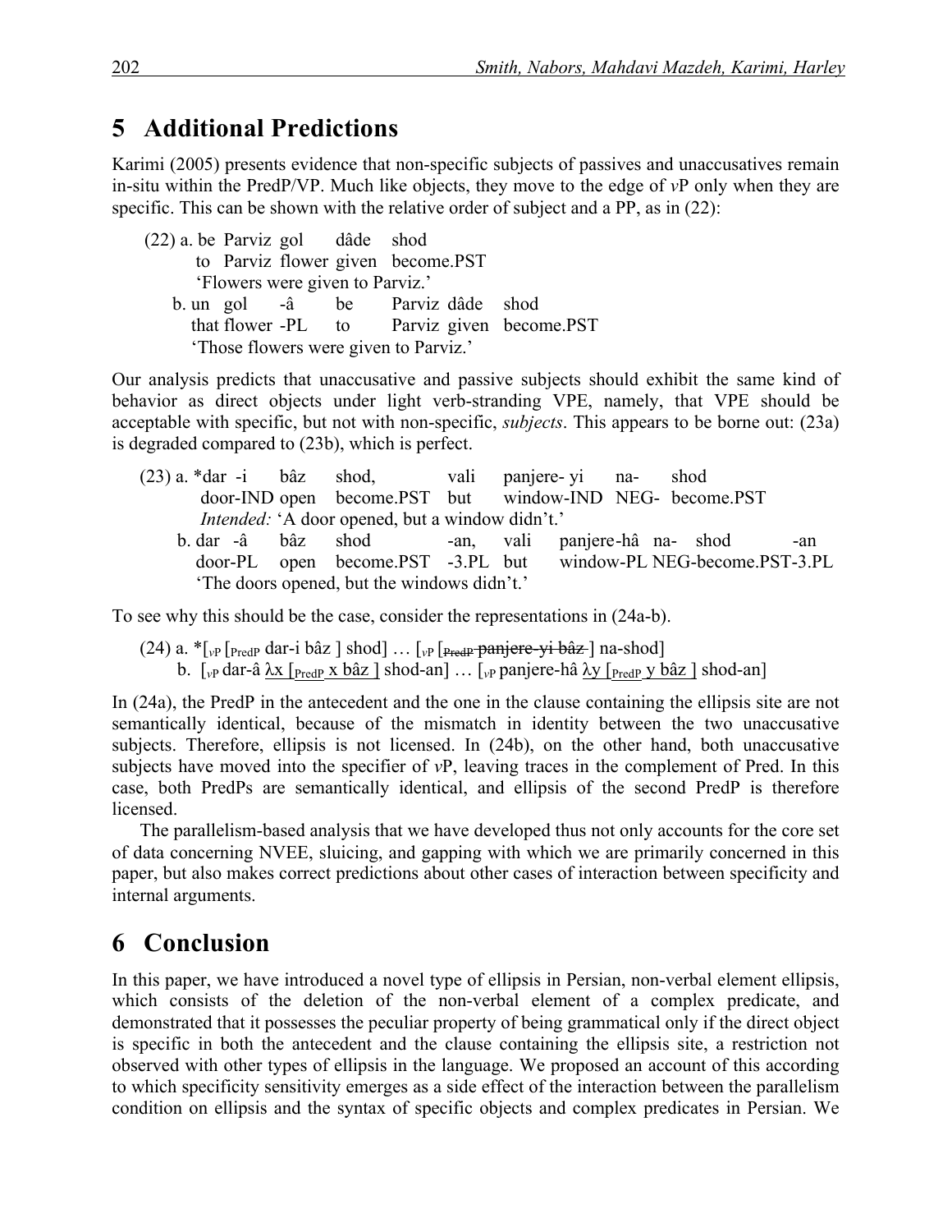## 5 Additional Predictions

Karimi (2005) presents evidence that non-specific subjects of passives and unaccusatives remain in-situ within the PredP/VP. Much like objects, they move to the edge of *v*P only when they are specific. This can be shown with the relative order of subject and a PP, as in (22):

(22) a. be Parviz gol dâde shod
to Parviz flower given become.PST
'Flowers were given to Parviz.'

b. un gol -â be Parviz dâde shod
that flower -PL to Parviz given become.PST
'Those flowers were given to Parviz.'

Our analysis predicts that unaccusative and passive subjects should exhibit the same kind of behavior as direct objects under light verb-stranding VPE, namely, that VPE should be acceptable with specific, but not with non-specific, *subjects*. This appears to be borne out: (23a) is degraded compared to (23b), which is perfect.

(23) a. *dar -i bâz shod, vali panjere- yi na- shod
door-IND open become.PST but window-IND NEG- become.PST
*Intended:* 'A door opened, but a window didn't.'

b. dar -â bâz shod -an, vali panjere-hâ na- shod -an
door-PL open become.PST -3.PL but window-PL NEG-become.PST-3.PL
'The doors opened, but the windows didn't.'

To see why this should be the case, consider the representations in (24a-b).

(24) a. *[$_{vP}$ [$_{PredP}$ dar-i bâz ] shod] … [$_{vP}$ [~~$_{PredP}$ panjere-yi bâz~~ ] na-shod]
b. [$_{vP}$ dar-â λx [$_{PredP}$ x bâz ] shod-an] … [$_{vP}$ panjere-hâ λy [$_{PredP}$ y bâz ] shod-an]

In (24a), the PredP in the antecedent and the one in the clause containing the ellipsis site are not semantically identical, because of the mismatch in identity between the two unaccusative subjects. Therefore, ellipsis is not licensed. In (24b), on the other hand, both unaccusative subjects have moved into the specifier of *v*P, leaving traces in the complement of Pred. In this case, both PredPs are semantically identical, and ellipsis of the second PredP is therefore licensed.

The parallelism-based analysis that we have developed thus not only accounts for the core set of data concerning NVEE, sluicing, and gapping with which we are primarily concerned in this paper, but also makes correct predictions about other cases of interaction between specificity and internal arguments.

## 6 Conclusion

In this paper, we have introduced a novel type of ellipsis in Persian, non-verbal element ellipsis, which consists of the deletion of the non-verbal element of a complex predicate, and demonstrated that it possesses the peculiar property of being grammatical only if the direct object is specific in both the antecedent and the clause containing the ellipsis site, a restriction not observed with other types of ellipsis in the language. We proposed an account of this according to which specificity sensitivity emerges as a side effect of the interaction between the parallelism condition on ellipsis and the syntax of specific objects and complex predicates in Persian. We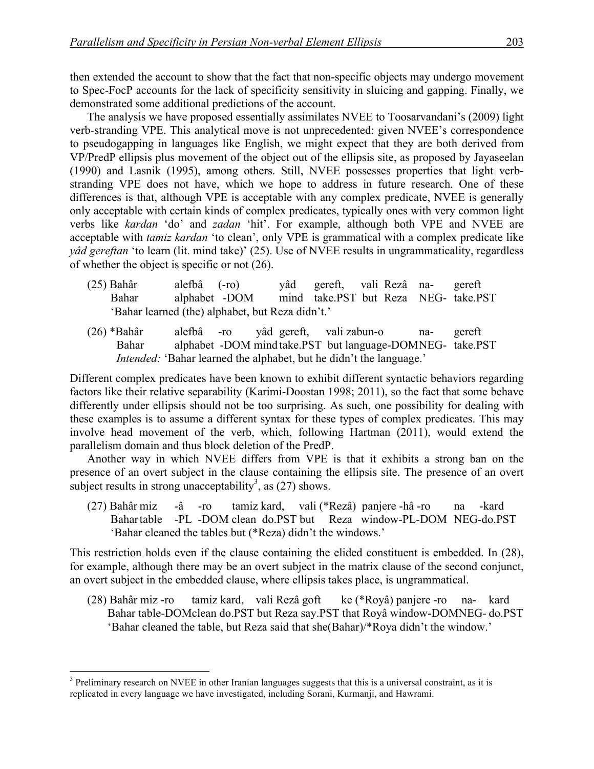then extended the account to show that the fact that non-specific objects may undergo movement to Spec-FocP accounts for the lack of specificity sensitivity in sluicing and gapping. Finally, we demonstrated some additional predictions of the account.

The analysis we have proposed essentially assimilates NVEE to Toosarvandani's (2009) light verb-stranding VPE. This analytical move is not unprecedented: given NVEE's correspondence to pseudogapping in languages like English, we might expect that they are both derived from VP/PredP ellipsis plus movement of the object out of the ellipsis site, as proposed by Jayaseelan (1990) and Lasnik (1995), among others. Still, NVEE possesses properties that light verb-stranding VPE does not have, which we hope to address in future research. One of these differences is that, although VPE is acceptable with any complex predicate, NVEE is generally only acceptable with certain kinds of complex predicates, typically ones with very common light verbs like *kardan* 'do' and *zadan* 'hit'. For example, although both VPE and NVEE are acceptable with *tamiz kardan* 'to clean', only VPE is grammatical with a complex predicate like *yâd gereftan* 'to learn (lit. mind take)' (25). Use of NVEE results in ungrammaticality, regardless of whether the object is specific or not (26).

(25) Bahâr alefbâ (-ro) yâd gereft, vali Rezâ na- gereft
Bahar alphabet -DOM mind take.PST but Reza NEG- take.PST
'Bahar learned (the) alphabet, but Reza didn't.'

(26) *Bahâr alefbâ -ro yâd gereft, vali zabun-o na- gereft
Bahar alphabet -DOM mind take.PST but language-DOM NEG- take.PST
*Intended:* 'Bahar learned the alphabet, but he didn't the language.'

Different complex predicates have been known to exhibit different syntactic behaviors regarding factors like their relative separability (Karimi-Doostan 1998; 2011), so the fact that some behave differently under ellipsis should not be too surprising. As such, one possibility for dealing with these examples is to assume a different syntax for these types of complex predicates. This may involve head movement of the verb, which, following Hartman (2011), would extend the parallelism domain and thus block deletion of the PredP.

Another way in which NVEE differs from VPE is that it exhibits a strong ban on the presence of an overt subject in the clause containing the ellipsis site. The presence of an overt subject results in strong unacceptability[3], as (27) shows.

(27) Bahâr miz -â -ro tamiz kard, vali (*Rezâ) panjere -hâ -ro na -kard
Bahar table -PL -DOM clean do.PST but Reza window-PL-DOM NEG-do.PST
'Bahar cleaned the tables but (*Reza) didn't the windows.'

This restriction holds even if the clause containing the elided constituent is embedded. In (28), for example, although there may be an overt subject in the matrix clause of the second conjunct, an overt subject in the embedded clause, where ellipsis takes place, is ungrammatical.

(28) Bahâr miz -ro tamiz kard, vali Rezâ goft ke (*Royâ) panjere -ro na- kard
Bahar table-DOM clean do.PST but Reza say.PST that Royâ window-DOM NEG- do.PST
'Bahar cleaned the table, but Reza said that she(Bahar)/*Roya didn't the window.'

---

[3] Preliminary research on NVEE in other Iranian languages suggests that this is a universal constraint, as it is replicated in every language we have investigated, including Sorani, Kurmanji, and Hawrami.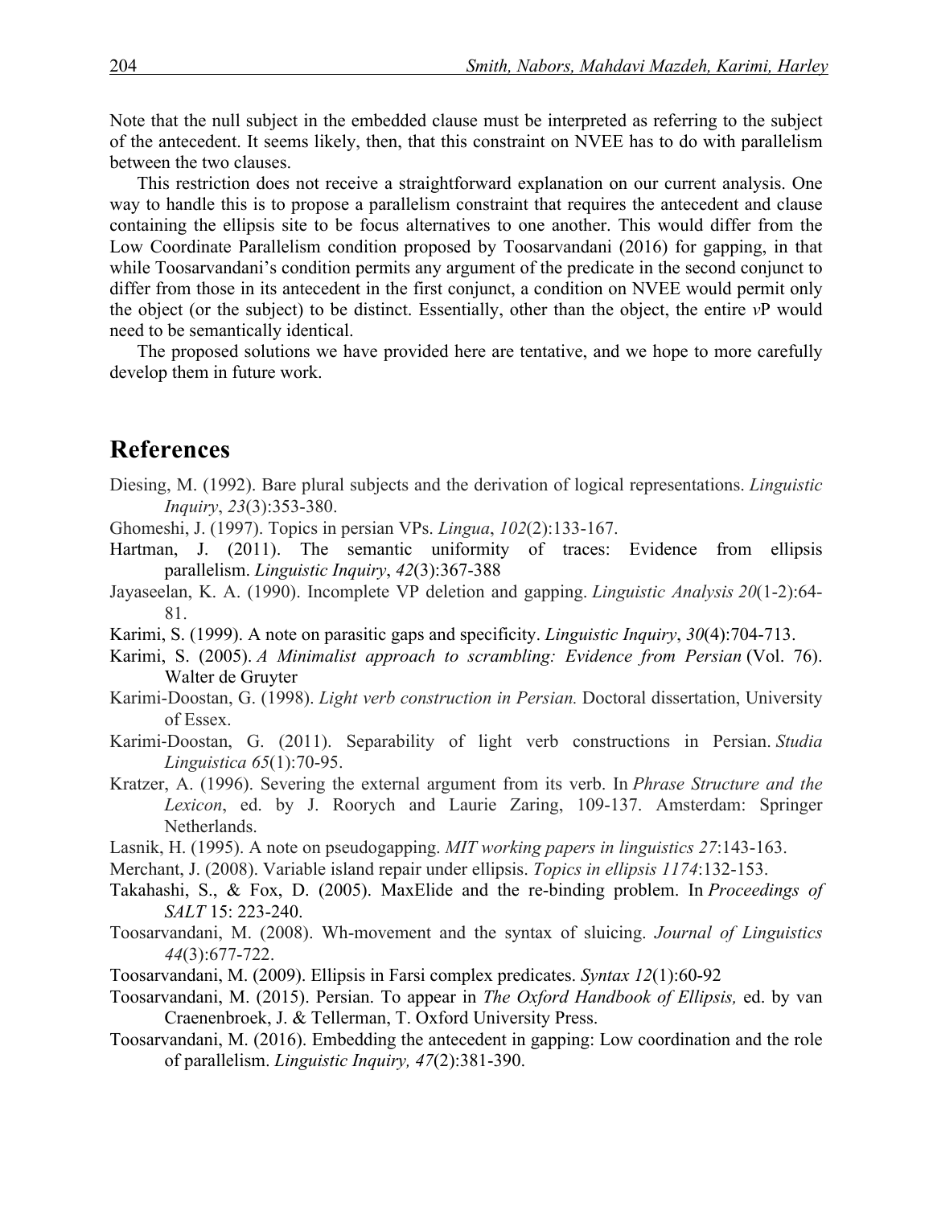Note that the null subject in the embedded clause must be interpreted as referring to the subject of the antecedent. It seems likely, then, that this constraint on NVEE has to do with parallelism between the two clauses.

This restriction does not receive a straightforward explanation on our current analysis. One way to handle this is to propose a parallelism constraint that requires the antecedent and clause containing the ellipsis site to be focus alternatives to one another. This would differ from the Low Coordinate Parallelism condition proposed by Toosarvandani (2016) for gapping, in that while Toosarvandani's condition permits any argument of the predicate in the second conjunct to differ from those in its antecedent in the first conjunct, a condition on NVEE would permit only the object (or the subject) to be distinct. Essentially, other than the object, the entire *v*P would need to be semantically identical.

The proposed solutions we have provided here are tentative, and we hope to more carefully develop them in future work.

# References

Diesing, M. (1992). Bare plural subjects and the derivation of logical representations. *Linguistic Inquiry*, *23*(3):353-380.

Ghomeshi, J. (1997). Topics in persian VPs. *Lingua*, *102*(2):133-167.

Hartman, J. (2011). The semantic uniformity of traces: Evidence from ellipsis parallelism. *Linguistic Inquiry*, *42*(3):367-388

Jayaseelan, K. A. (1990). Incomplete VP deletion and gapping. *Linguistic Analysis 20*(1-2):64-81.

Karimi, S. (1999). A note on parasitic gaps and specificity. *Linguistic Inquiry*, *30*(4):704-713.

Karimi, S. (2005). *A Minimalist approach to scrambling: Evidence from Persian* (Vol. 76). Walter de Gruyter

Karimi-Doostan, G. (1998). *Light verb construction in Persian.* Doctoral dissertation, University of Essex.

Karimi-Doostan, G. (2011). Separability of light verb constructions in Persian. *Studia Linguistica 65*(1):70-95.

Kratzer, A. (1996). Severing the external argument from its verb. In *Phrase Structure and the Lexicon*, ed. by J. Roorych and Laurie Zaring, 109-137. Amsterdam: Springer Netherlands.

Lasnik, H. (1995). A note on pseudogapping. *MIT working papers in linguistics 27*:143-163.

Merchant, J. (2008). Variable island repair under ellipsis. *Topics in ellipsis 1174*:132-153.

Takahashi, S., & Fox, D. (2005). MaxElide and the re-binding problem. In *Proceedings of SALT* 15: 223-240.

Toosarvandani, M. (2008). Wh-movement and the syntax of sluicing. *Journal of Linguistics 44*(3):677-722.

Toosarvandani, M. (2009). Ellipsis in Farsi complex predicates. *Syntax 12*(1):60-92

Toosarvandani, M. (2015). Persian. To appear in *The Oxford Handbook of Ellipsis,* ed. by van Craenenbroek, J. & Tellerman, T. Oxford University Press.

Toosarvandani, M. (2016). Embedding the antecedent in gapping: Low coordination and the role of parallelism. *Linguistic Inquiry, 47*(2):381-390.